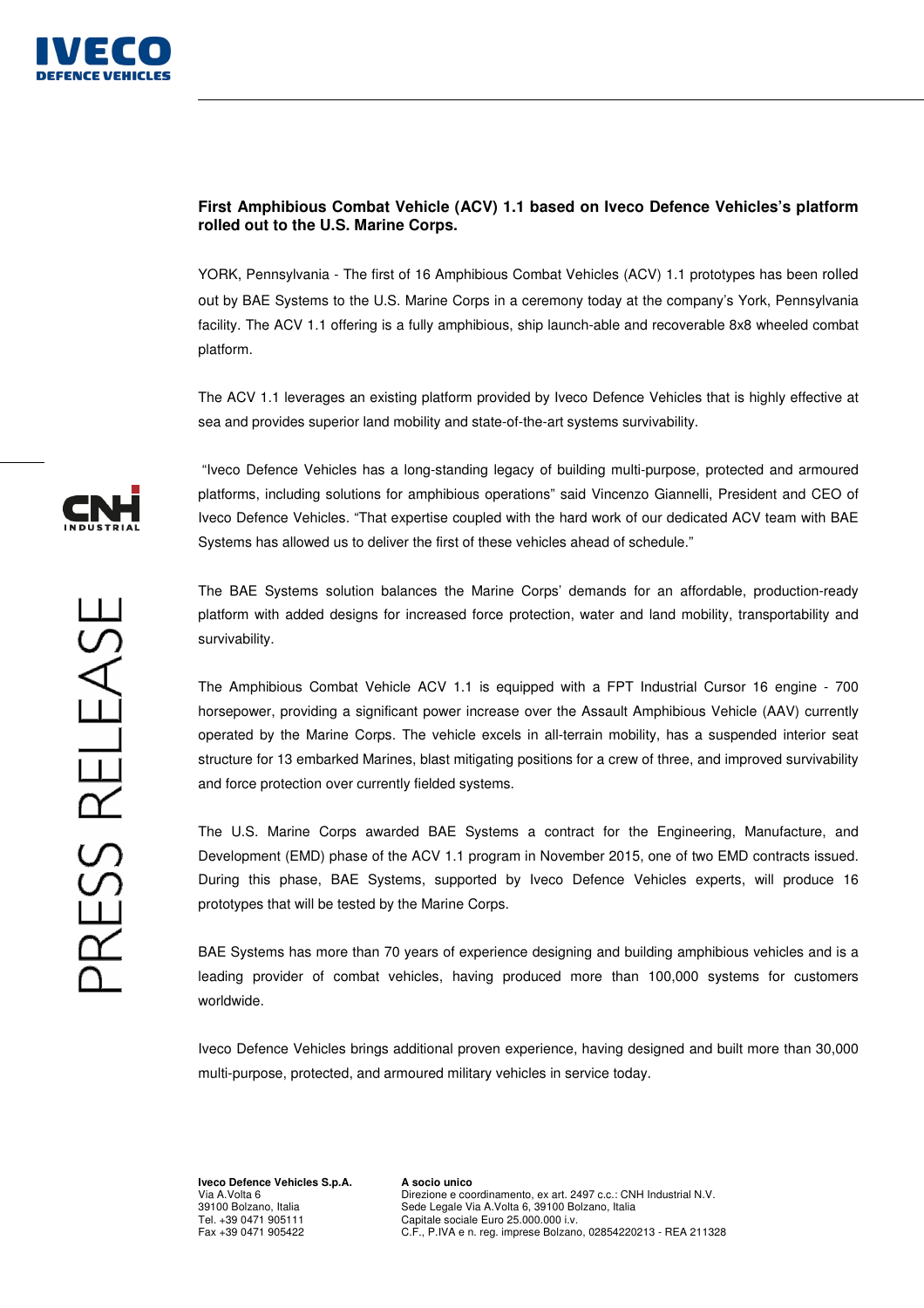**First Amphibious Combat Vehicle (ACV) 1.1 based on Iveco Defence Vehicles's platform rolled out to the U.S. Marine Corps.**

YORK, Pennsylvania - The first of 16 Amphibious Combat Vehicles (ACV) 1.1 prototypes has been rolled out by BAE Systems to the U.S. Marine Corps in a ceremony today at the company's York, Pennsylvania facility. The ACV 1.1 offering is a fully amphibious, ship launch-able and recoverable 8x8 wheeled combat platform.

The ACV 1.1 leverages an existing platform provided by Iveco Defence Vehicles that is highly effective at sea and provides superior land mobility and state-of-the-art systems survivability.

"Iveco Defence Vehicles has a long-standing legacy of building multi-purpose, protected and armoured platforms, including solutions for amphibious operations" said Vincenzo Giannelli, President and CEO of Iveco Defence Vehicles. "That expertise coupled with the hard work of our dedicated ACV team with BAE Systems has allowed us to deliver the first of these vehicles ahead of schedule."

The BAE Systems solution balances the Marine Corps' demands for an affordable, production-ready platform with added designs for increased force protection, water and land mobility, transportability and survivability.

The Amphibious Combat Vehicle ACV 1.1 is equipped with a FPT Industrial Cursor 16 engine - 700 horsepower, providing a significant power increase over the Assault Amphibious Vehicle (AAV) currently operated by the Marine Corps. The vehicle excels in all-terrain mobility, has a suspended interior seat structure for 13 embarked Marines, blast mitigating positions for a crew of three, and improved survivability and force protection over currently fielded systems.

The U.S. Marine Corps awarded BAE Systems a contract for the Engineering, Manufacture, and Development (EMD) phase of the ACV 1.1 program in November 2015, one of two EMD contracts issued. During this phase, BAE Systems, supported by Iveco Defence Vehicles experts, will produce 16 prototypes that will be tested by the Marine Corps.

BAE Systems has more than 70 years of experience designing and building amphibious vehicles and is a leading provider of combat vehicles, having produced more than 100,000 systems for customers worldwide.

Iveco Defence Vehicles brings additional proven experience, having designed and built more than 30,000 multi-purpose, protected, and armoured military vehicles in service today.

**Iveco Defence Vehicles S.p.A.**
Via A.Volta 6
39100 Bolzano, Italia
Tel. +39 0471 905111
Fax +39 0471 905422

**A socio unico**
Direzione e coordinamento, ex art. 2497 c.c.: CNH Industrial N.V.
Sede Legale Via A.Volta 6, 39100 Bolzano, Italia
Capitale sociale Euro 25.000.000 i.v.
C.F., P.IVA e n. reg. imprese Bolzano, 02854220213 - REA 211328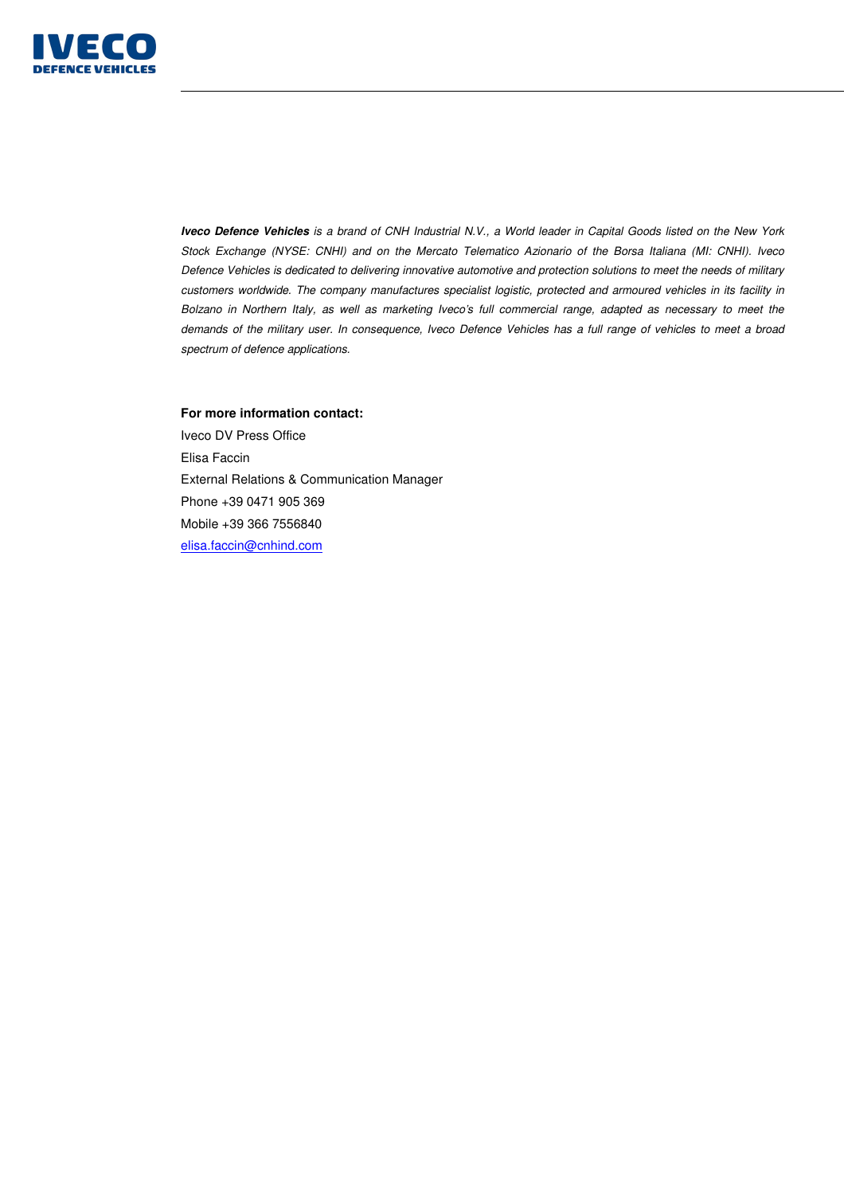***Iveco Defence Vehicles** is a brand of CNH Industrial N.V., a World leader in Capital Goods listed on the New York Stock Exchange (NYSE: CNHI) and on the Mercato Telematico Azionario of the Borsa Italiana (MI: CNHI). Iveco Defence Vehicles is dedicated to delivering innovative automotive and protection solutions to meet the needs of military customers worldwide. The company manufactures specialist logistic, protected and armoured vehicles in its facility in Bolzano in Northern Italy, as well as marketing Iveco's full commercial range, adapted as necessary to meet the demands of the military user. In consequence, Iveco Defence Vehicles has a full range of vehicles to meet a broad spectrum of defence applications.*

**For more information contact:**

Iveco DV Press Office

Elisa Faccin

External Relations & Communication Manager

Phone +39 0471 905 369

Mobile +39 366 7556840

elisa.faccin@cnhind.com